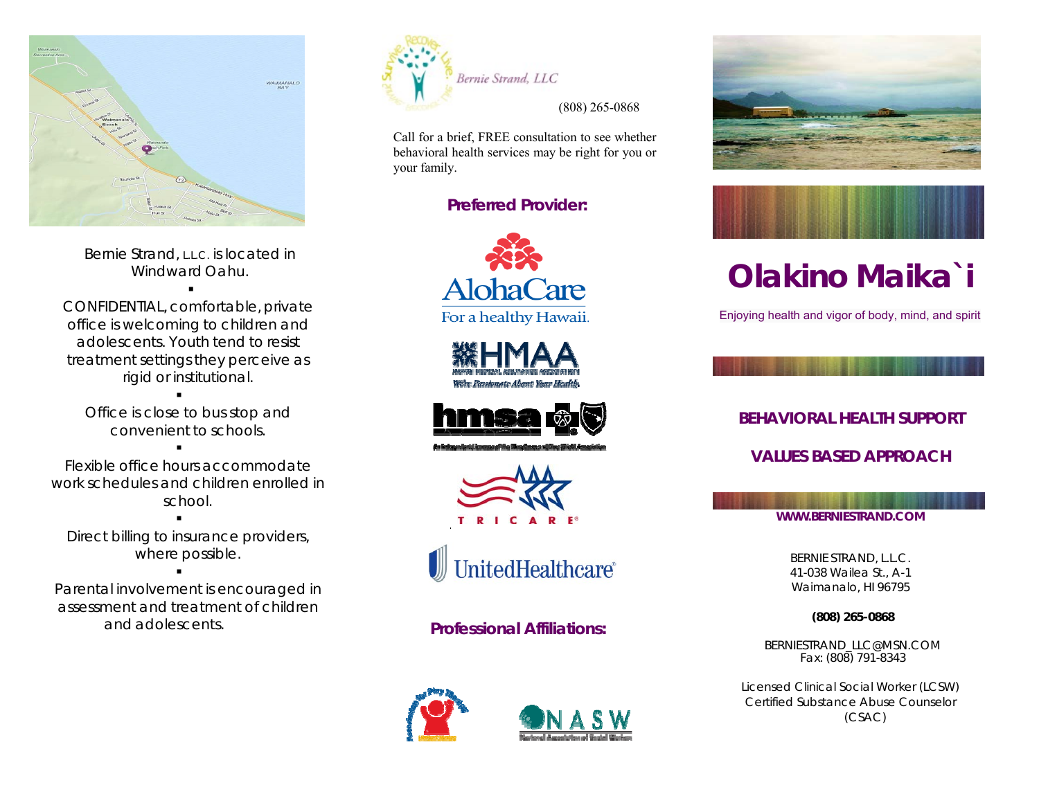Bernie Strand, LLC. is located in Windward Oahu.

▪

CONFIDENTIAL, comfortable, private office is welcoming to children and adolescents. Youth tend to resist treatment settings they perceive as rigid or institutional.

▪

Office is close to bus stop and convenient to schools.

▪

Flexible office hours accommodate work schedules and children enrolled in school.

▪

Direct billing to insurance providers, where possible.

▪

Parental involvement is encouraged in assessment and treatment of children and adolescents.

Bernie Strand, LLC

(808) 265-0868

Call for a brief, FREE consultation to see whether behavioral health services may be right for you or your family.

## Preferred Provider:

AlohaCare — For a healthy Hawaii.

HMAA

hmsa

TRICARE

UnitedHealthcare

## Professional Affiliations:

NASW

# Olakino Maika`i

Enjoying health and vigor of body, mind, and spirit

## BEHAVIORAL HEALTH SUPPORT

## VALUES BASED APPROACH

**WWW.BERNIESTRAND.COM**

BERNIE STRAND, L.L.C.
41-038 Wailea St., A-1
Waimanalo, HI 96795

**(808) 265-0868**

BERNIESTRAND_LLC@MSN.COM
Fax: (808) 791-8343

Licensed Clinical Social Worker (LCSW)
Certified Substance Abuse Counselor (CSAC)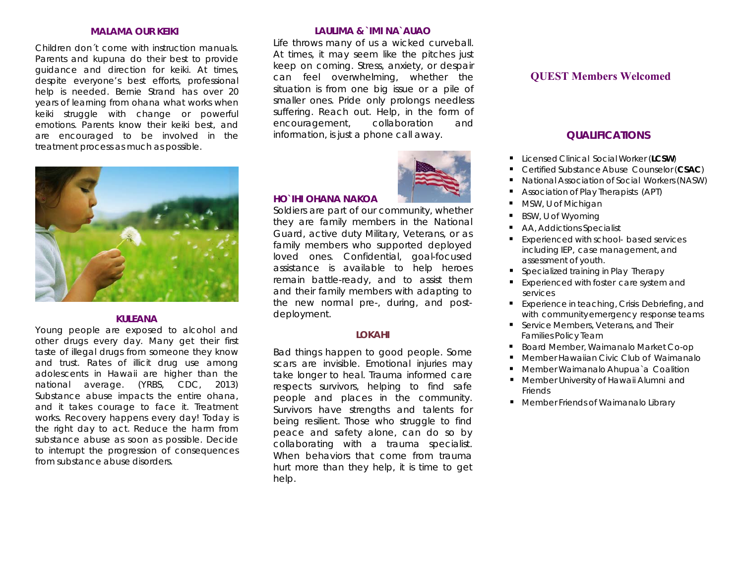## MALAMA OUR KEIKI

Children don´t come with instruction manuals. Parents and kupuna do their best to provide guidance and direction for keiki. At times, despite everyone's best efforts, professional help is needed. Bernie Strand has over 20 years of learning from ohana what works when keiki struggle with change or powerful emotions. Parents know their keiki best, and are encouraged to be involved in the treatment process as much as possible.

## KULEANA

Young people are exposed to alcohol and other drugs every day. Many get their first taste of illegal drugs from someone they know and trust. Rates of illicit drug use among adolescents in Hawaii are higher than the national average. (YRBS, CDC, 2013) Substance abuse impacts the entire ohana, and it takes courage to face it. Treatment works. Recovery happens every day! Today is the right day to act. Reduce the harm from substance abuse as soon as possible. Decide to interrupt the progression of consequences from substance abuse disorders.

## LAULIMA & `IMI NA`AUAO

Life throws many of us a wicked curveball. At times, it may seem like the pitches just keep on coming. Stress, anxiety, or despair can feel overwhelming, whether the situation is from one big issue or a pile of smaller ones. Pride only prolongs needless suffering. Reach out. Help, in the form of encouragement, collaboration and information, is just a phone call away.

## HO`IHI OHANA NAKOA

Soldiers are part of our community, whether they are family members in the National Guard, active duty Military, Veterans, or as family members who supported deployed loved ones. Confidential, goal-focused assistance is available to help heroes remain battle-ready, and to assist them and their family members with adapting to the new normal pre-, during, and post-deployment.

## LOKAHI

Bad things happen to good people. Some scars are invisible. Emotional injuries may take longer to heal. Trauma informed care respects survivors, helping to find safe people and places in the community. Survivors have strengths and talents for being resilient. Those who struggle to find peace and safety alone, can do so by collaborating with a trauma specialist. When behaviors that come from trauma hurt more than they help, it is time to get help.

## QUEST Members Welcomed

## QUALIFICATIONS

- Licensed Clinical Social Worker (**LCSW**)
- Certified Substance Abuse Counselor (**CSAC**)
- National Association of Social Workers (NASW)
- Association of Play Therapists (APT)
- MSW, U of Michigan
- BSW, U of Wyoming
- AA, Addictions Specialist
- Experienced with school- based services including IEP, case management, and assessment of youth.
- Specialized training in Play Therapy
- Experienced with foster care system and services
- Experience in teaching, Crisis Debriefing, and with community emergency response teams
- Service Members, Veterans, and Their Families Policy Team
- Board Member, Waimanalo Market Co-op
- Member Hawaiian Civic Club of Waimanalo
- Member Waimanalo Ahupua`a Coalition
- Member University of Hawaii Alumni and Friends
- Member Friends of Waimanalo Library